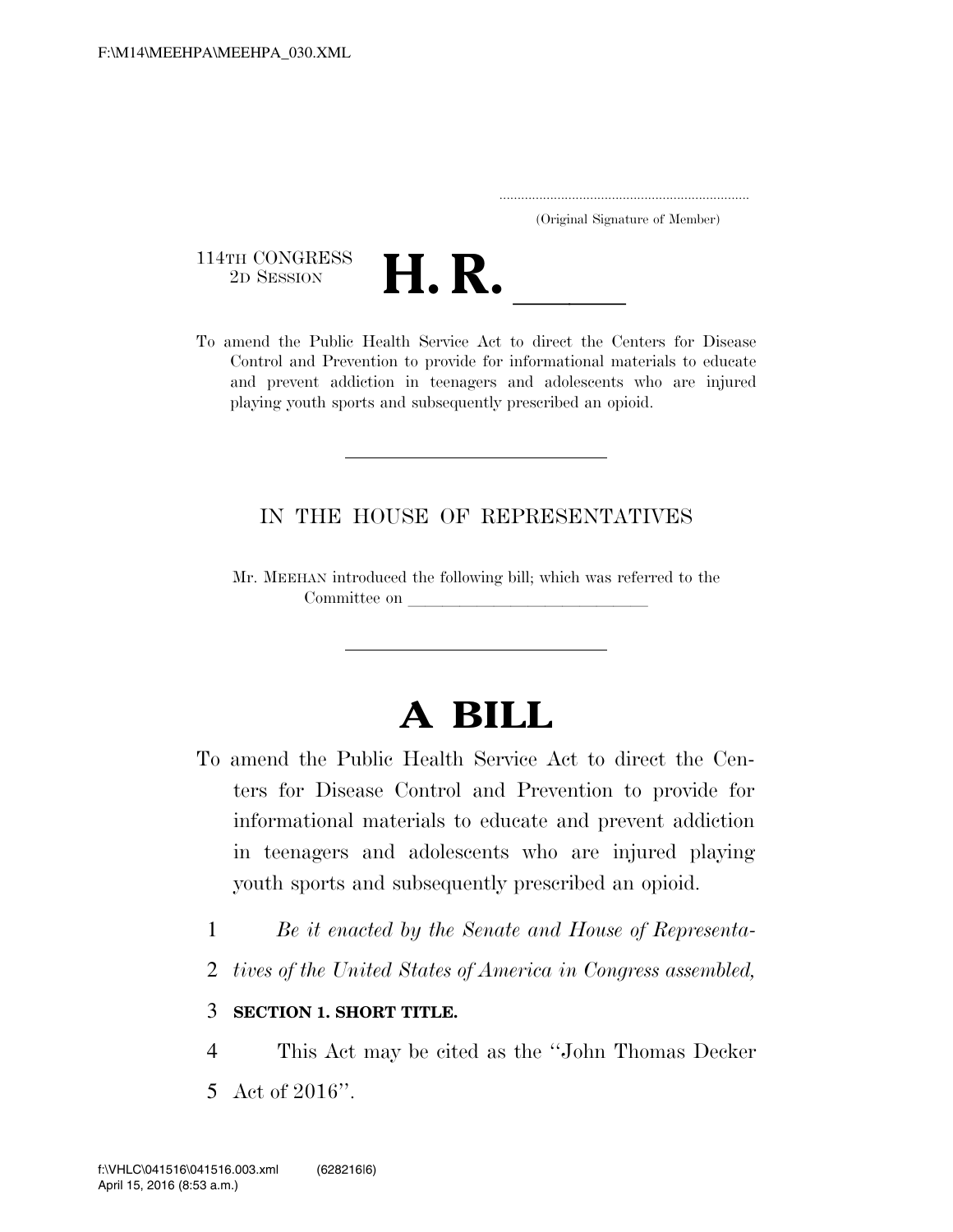(Original Signature of Member)

114TH CONGRESS
2D SESSION

# H. R. \_\_\_\_\_

To amend the Public Health Service Act to direct the Centers for Disease Control and Prevention to provide for informational materials to educate and prevent addiction in teenagers and adolescents who are injured playing youth sports and subsequently prescribed an opioid.

IN THE HOUSE OF REPRESENTATIVES

Mr. MEEHAN introduced the following bill; which was referred to the Committee on \_\_\_\_\_\_\_\_\_\_\_\_\_\_\_\_\_\_\_\_\_\_\_\_\_\_\_\_\_\_

# A BILL

To amend the Public Health Service Act to direct the Centers for Disease Control and Prevention to provide for informational materials to educate and prevent addiction in teenagers and adolescents who are injured playing youth sports and subsequently prescribed an opioid.

*Be it enacted by the Senate and House of Representatives of the United States of America in Congress assembled,*

**SECTION 1. SHORT TITLE.**

This Act may be cited as the "John Thomas Decker Act of 2016".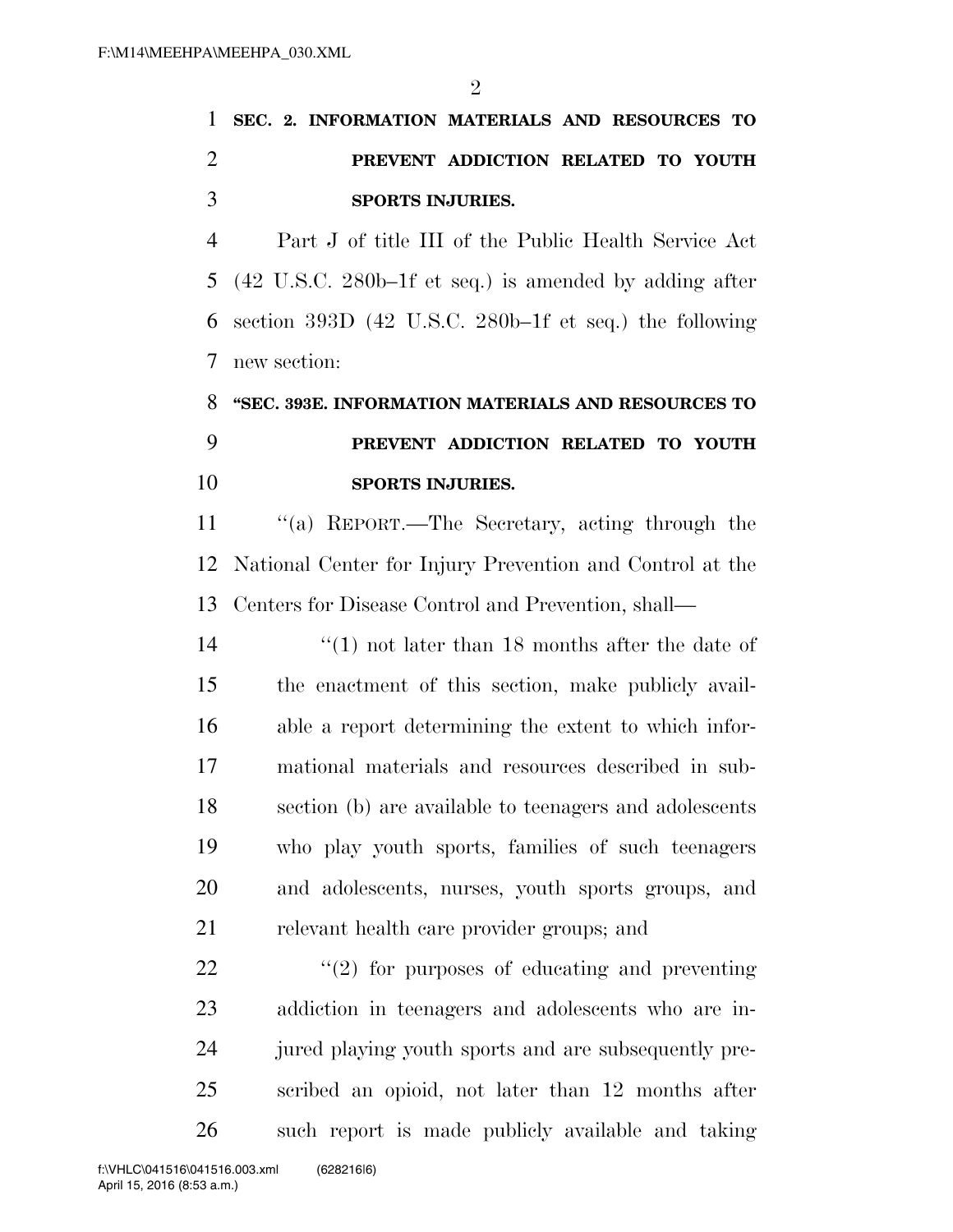**SEC. 2. INFORMATION MATERIALS AND RESOURCES TO PREVENT ADDICTION RELATED TO YOUTH SPORTS INJURIES.**

Part J of title III of the Public Health Service Act (42 U.S.C. 280b–1f et seq.) is amended by adding after section 393D (42 U.S.C. 280b–1f et seq.) the following new section:

**"SEC. 393E. INFORMATION MATERIALS AND RESOURCES TO PREVENT ADDICTION RELATED TO YOUTH SPORTS INJURIES.**

"(a) REPORT.—The Secretary, acting through the National Center for Injury Prevention and Control at the Centers for Disease Control and Prevention, shall—

"(1) not later than 18 months after the date of the enactment of this section, make publicly available a report determining the extent to which informational materials and resources described in subsection (b) are available to teenagers and adolescents who play youth sports, families of such teenagers and adolescents, nurses, youth sports groups, and relevant health care provider groups; and

"(2) for purposes of educating and preventing addiction in teenagers and adolescents who are injured playing youth sports and are subsequently prescribed an opioid, not later than 12 months after such report is made publicly available and taking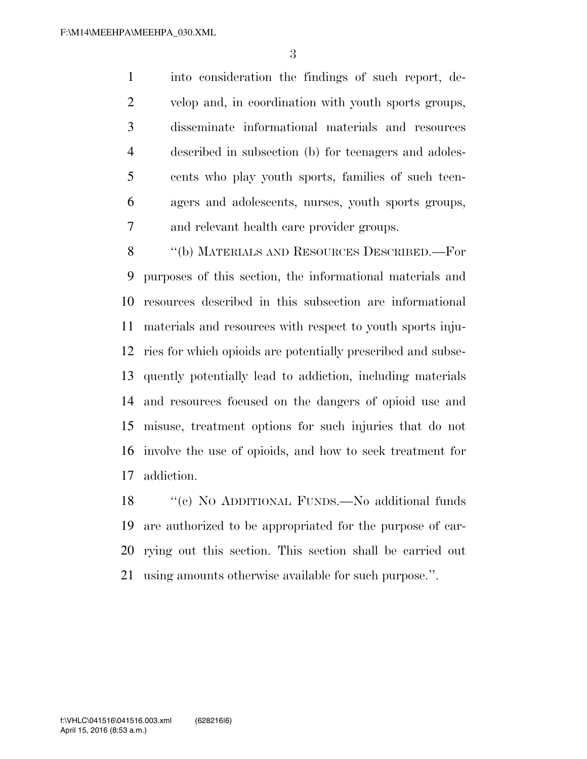into consideration the findings of such report, develop and, in coordination with youth sports groups, disseminate informational materials and resources described in subsection (b) for teenagers and adolescents who play youth sports, families of such teenagers and adolescents, nurses, youth sports groups, and relevant health care provider groups.

"(b) MATERIALS AND RESOURCES DESCRIBED.—For purposes of this section, the informational materials and resources described in this subsection are informational materials and resources with respect to youth sports injuries for which opioids are potentially prescribed and subsequently potentially lead to addiction, including materials and resources focused on the dangers of opioid use and misuse, treatment options for such injuries that do not involve the use of opioids, and how to seek treatment for addiction.

"(c) NO ADDITIONAL FUNDS.—No additional funds are authorized to be appropriated for the purpose of carrying out this section. This section shall be carried out using amounts otherwise available for such purpose.".